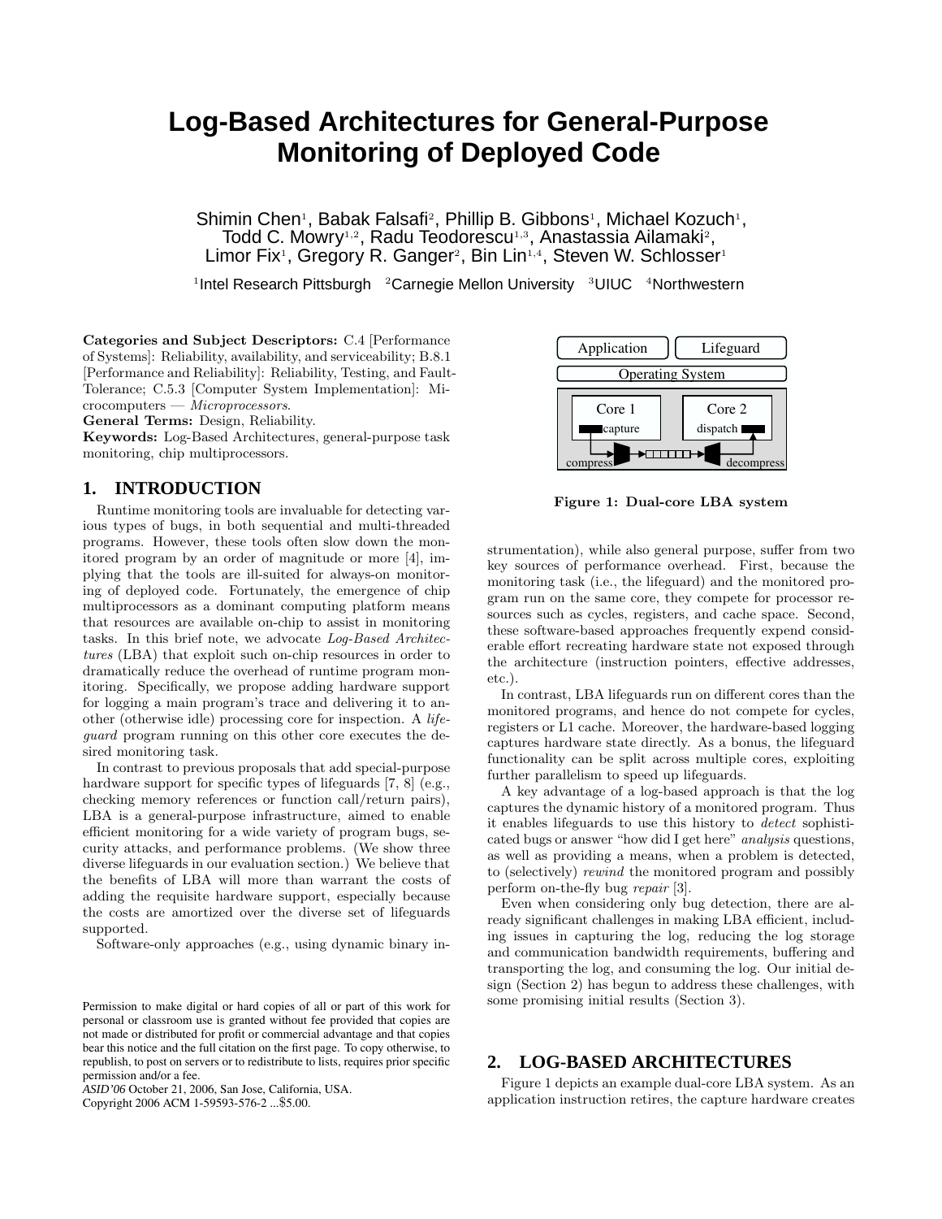# Log-Based Architectures for General-Purpose Monitoring of Deployed Code

Shimin Chen[1], Babak Falsafi[2], Phillip B. Gibbons[1], Michael Kozuch[1], Todd C. Mowry[1,2], Radu Teodorescu[1,3], Anastassia Ailamaki[2], Limor Fix[1], Gregory R. Ganger[2], Bin Lin[1,4], Steven W. Schlosser[1]

[1]Intel Research Pittsburgh [2]Carnegie Mellon University [3]UIUC [4]Northwestern

**Categories and Subject Descriptors:** C.4 [Performance of Systems]: Reliability, availability, and serviceability; B.8.1 [Performance and Reliability]: Reliability, Testing, and Fault-Tolerance; C.5.3 [Computer System Implementation]: Microcomputers — *Microprocessors*.

**General Terms:** Design, Reliability.

**Keywords:** Log-Based Architectures, general-purpose task monitoring, chip multiprocessors.

## 1. INTRODUCTION

Runtime monitoring tools are invaluable for detecting various types of bugs, in both sequential and multi-threaded programs. However, these tools often slow down the monitored program by an order of magnitude or more [4], implying that the tools are ill-suited for always-on monitoring of deployed code. Fortunately, the emergence of chip multiprocessors as a dominant computing platform means that resources are available on-chip to assist in monitoring tasks. In this brief note, we advocate *Log-Based Architectures* (LBA) that exploit such on-chip resources in order to dramatically reduce the overhead of runtime program monitoring. Specifically, we propose adding hardware support for logging a main program's trace and delivering it to another (otherwise idle) processing core for inspection. A *lifeguard* program running on this other core executes the desired monitoring task.

In contrast to previous proposals that add special-purpose hardware support for specific types of lifeguards [7, 8] (e.g., checking memory references or function call/return pairs), LBA is a general-purpose infrastructure, aimed to enable efficient monitoring for a wide variety of program bugs, security attacks, and performance problems. (We show three diverse lifeguards in our evaluation section.) We believe that the benefits of LBA will more than warrant the costs of adding the requisite hardware support, especially because the costs are amortized over the diverse set of lifeguards supported.

Software-only approaches (e.g., using dynamic binary instrumentation), while also general purpose, suffer from two key sources of performance overhead. First, because the monitoring task (i.e., the lifeguard) and the monitored program run on the same core, they compete for processor resources such as cycles, registers, and cache space. Second, these software-based approaches frequently expend considerable effort recreating hardware state not exposed through the architecture (instruction pointers, effective addresses, etc.).

In contrast, LBA lifeguards run on different cores than the monitored programs, and hence do not compete for cycles, registers or L1 cache. Moreover, the hardware-based logging captures hardware state directly. As a bonus, the lifeguard functionality can be split across multiple cores, exploiting further parallelism to speed up lifeguards.

A key advantage of a log-based approach is that the log captures the dynamic history of a monitored program. Thus it enables lifeguards to use this history to *detect* sophisticated bugs or answer "how did I get here" *analysis* questions, as well as providing a means, when a problem is detected, to (selectively) *rewind* the monitored program and possibly perform on-the-fly bug *repair* [3].

Even when considering only bug detection, there are already significant challenges in making LBA efficient, including issues in capturing the log, reducing the log storage and communication bandwidth requirements, buffering and transporting the log, and consuming the log. Our initial design (Section 2) has begun to address these challenges, with some promising initial results (Section 3).

Application | Lifeguard
Operating System
Core 1 capture | Core 2 dispatch
compress | decompress

**Figure 1: Dual-core LBA system**

## 2. LOG-BASED ARCHITECTURES

Figure 1 depicts an example dual-core LBA system. As an application instruction retires, the capture hardware creates

Permission to make digital or hard copies of all or part of this work for personal or classroom use is granted without fee provided that copies are not made or distributed for profit or commercial advantage and that copies bear this notice and the full citation on the first page. To copy otherwise, to republish, to post on servers or to redistribute to lists, requires prior specific permission and/or a fee.
*ASID'06* October 21, 2006, San Jose, California, USA.
Copyright 2006 ACM 1-59593-576-2 ...$5.00.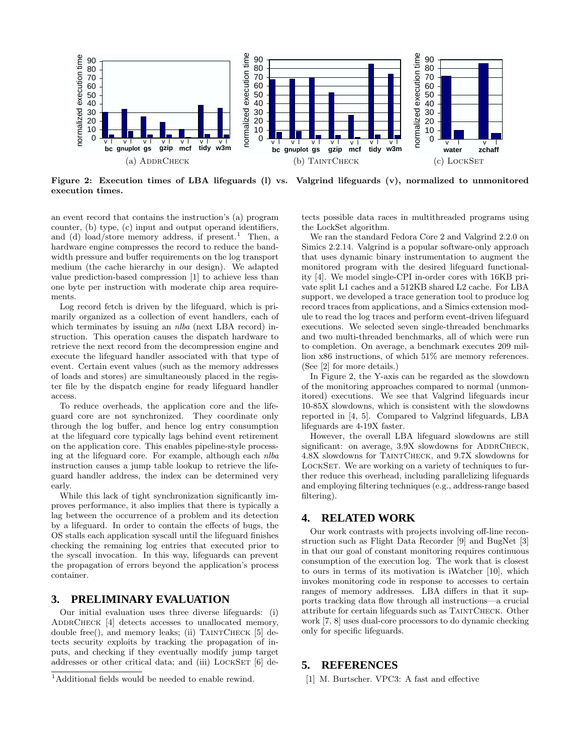Figure 2: Execution times of LBA lifeguards (l) vs. Valgrind lifeguards (v), normalized to unmonitored execution times.

an event record that contains the instruction's (a) program counter, (b) type, (c) input and output operand identifiers, and (d) load/store memory address, if present.[1] Then, a hardware engine compresses the record to reduce the bandwidth pressure and buffer requirements on the log transport medium (the cache hierarchy in our design). We adapted value prediction-based compression [1] to achieve less than one byte per instruction with moderate chip area requirements.

Log record fetch is driven by the lifeguard, which is primarily organized as a collection of event handlers, each of which terminates by issuing an *nlba* (next LBA record) instruction. This operation causes the dispatch hardware to retrieve the next record from the decompression engine and execute the lifeguard handler associated with that type of event. Certain event values (such as the memory addresses of loads and stores) are simultaneously placed in the register file by the dispatch engine for ready lifeguard handler access.

To reduce overheads, the application core and the lifeguard core are not synchronized. They coordinate only through the log buffer, and hence log entry consumption at the lifeguard core typically lags behind event retirement on the application core. This enables pipeline-style processing at the lifeguard core. For example, although each *nlba* instruction causes a jump table lookup to retrieve the lifeguard handler address, the index can be determined very early.

While this lack of tight synchronization significantly improves performance, it also implies that there is typically a lag between the occurrence of a problem and its detection by a lifeguard. In order to contain the effects of bugs, the OS stalls each application syscall until the lifeguard finishes checking the remaining log entries that executed prior to the syscall invocation. In this way, lifeguards can prevent the propagation of errors beyond the application's process container.

## 3. PRELIMINARY EVALUATION

Our initial evaluation uses three diverse lifeguards: (i) AddrCheck [4] detects accesses to unallocated memory, double free(), and memory leaks; (ii) TaintCheck [5] detects security exploits by tracking the propagation of inputs, and checking if they eventually modify jump target addresses or other critical data; and (iii) LockSet [6] detects possible data races in multithreaded programs using the LockSet algorithm.

We ran the standard Fedora Core 2 and Valgrind 2.2.0 on Simics 2.2.14. Valgrind is a popular software-only approach that uses dynamic binary instrumentation to augment the monitored program with the desired lifeguard functionality [4]. We model single-CPI in-order cores with 16KB private split L1 caches and a 512KB shared L2 cache. For LBA support, we developed a trace generation tool to produce log record traces from applications, and a Simics extension module to read the log traces and perform event-driven lifeguard executions. We selected seven single-threaded benchmarks and two multi-threaded benchmarks, all of which were run to completion. On average, a benchmark executes 209 million x86 instructions, of which 51% are memory references. (See [2] for more details.)

In Figure 2, the Y-axis can be regarded as the slowdown of the monitoring approaches compared to normal (unmonitored) executions. We see that Valgrind lifeguards incur 10-85X slowdowns, which is consistent with the slowdowns reported in [4, 5]. Compared to Valgrind lifeguards, LBA lifeguards are 4-19X faster.

However, the overall LBA lifeguard slowdowns are still significant: on average, 3.9X slowdowns for AddrCheck, 4.8X slowdowns for TaintCheck, and 9.7X slowdowns for LockSet. We are working on a variety of techniques to further reduce this overhead, including parallelizing lifeguards and employing filtering techniques (e.g., address-range based filtering).

## 4. RELATED WORK

Our work contrasts with projects involving off-line reconstruction such as Flight Data Recorder [9] and BugNet [3] in that our goal of constant monitoring requires continuous consumption of the execution log. The work that is closest to ours in terms of its motivation is iWatcher [10], which invokes monitoring code in response to accesses to certain ranges of memory addresses. LBA differs in that it supports tracking data flow through all instructions—a crucial attribute for certain lifeguards such as TaintCheck. Other work [7, 8] uses dual-core processors to do dynamic checking only for specific lifeguards.

## 5. REFERENCES

[1] M. Burtscher. VPC3: A fast and effective

[1] Additional fields would be needed to enable rewind.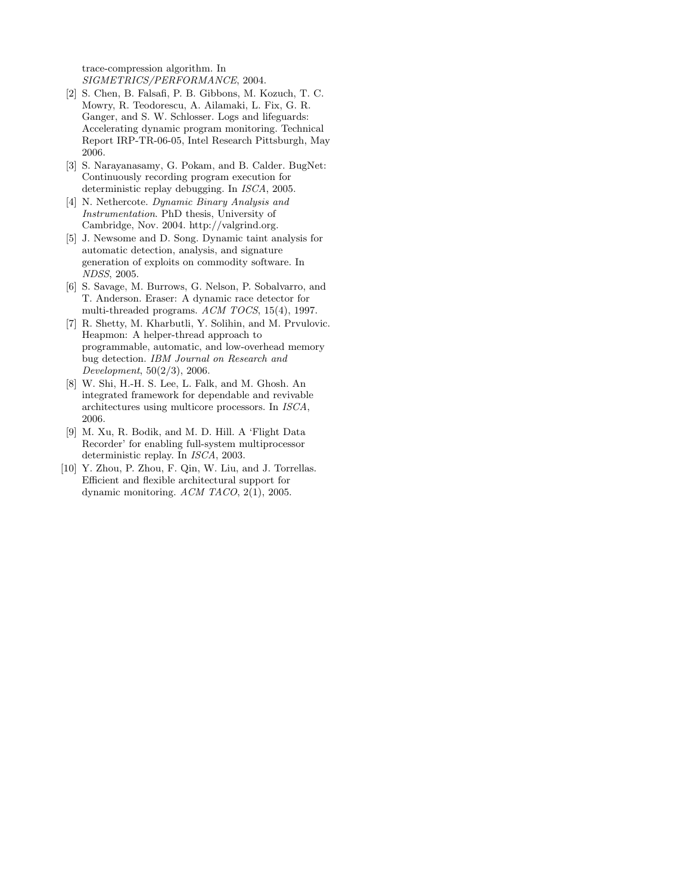trace-compression algorithm. In *SIGMETRICS/PERFORMANCE*, 2004.

[2] S. Chen, B. Falsafi, P. B. Gibbons, M. Kozuch, T. C. Mowry, R. Teodorescu, A. Ailamaki, L. Fix, G. R. Ganger, and S. W. Schlosser. Logs and lifeguards: Accelerating dynamic program monitoring. Technical Report IRP-TR-06-05, Intel Research Pittsburgh, May 2006.

[3] S. Narayanasamy, G. Pokam, and B. Calder. BugNet: Continuously recording program execution for deterministic replay debugging. In *ISCA*, 2005.

[4] N. Nethercote. *Dynamic Binary Analysis and Instrumentation*. PhD thesis, University of Cambridge, Nov. 2004. http://valgrind.org.

[5] J. Newsome and D. Song. Dynamic taint analysis for automatic detection, analysis, and signature generation of exploits on commodity software. In *NDSS*, 2005.

[6] S. Savage, M. Burrows, G. Nelson, P. Sobalvarro, and T. Anderson. Eraser: A dynamic race detector for multi-threaded programs. *ACM TOCS*, 15(4), 1997.

[7] R. Shetty, M. Kharbutli, Y. Solihin, and M. Prvulovic. Heapmon: A helper-thread approach to programmable, automatic, and low-overhead memory bug detection. *IBM Journal on Research and Development*, 50(2/3), 2006.

[8] W. Shi, H.-H. S. Lee, L. Falk, and M. Ghosh. An integrated framework for dependable and revivable architectures using multicore processors. In *ISCA*, 2006.

[9] M. Xu, R. Bodik, and M. D. Hill. A 'Flight Data Recorder' for enabling full-system multiprocessor deterministic replay. In *ISCA*, 2003.

[10] Y. Zhou, P. Zhou, F. Qin, W. Liu, and J. Torrellas. Efficient and flexible architectural support for dynamic monitoring. *ACM TACO*, 2(1), 2005.